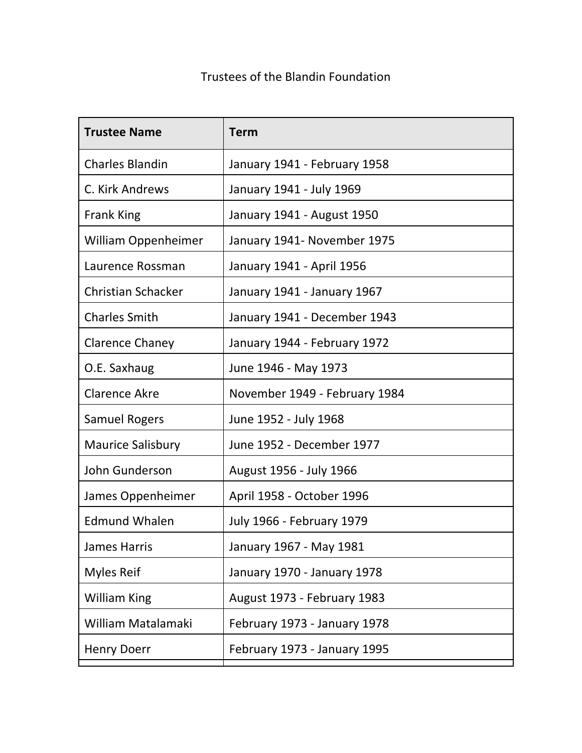Trustees of the Blandin Foundation

| Trustee Name | Term |
|---|---|
| Charles Blandin | January 1941 - February 1958 |
| C. Kirk Andrews | January 1941 - July 1969 |
| Frank King | January 1941 - August 1950 |
| William Oppenheimer | January 1941- November 1975 |
| Laurence Rossman | January 1941 - April 1956 |
| Christian Schacker | January 1941 - January 1967 |
| Charles Smith | January 1941 - December 1943 |
| Clarence Chaney | January 1944 - February 1972 |
| O.E. Saxhaug | June 1946 - May 1973 |
| Clarence Akre | November 1949 - February 1984 |
| Samuel Rogers | June 1952 - July 1968 |
| Maurice Salisbury | June 1952 - December 1977 |
| John Gunderson | August 1956 - July 1966 |
| James Oppenheimer | April 1958 - October 1996 |
| Edmund Whalen | July 1966 - February 1979 |
| James Harris | January 1967 - May 1981 |
| Myles Reif | January 1970 - January 1978 |
| William King | August 1973 - February 1983 |
| William Matalamaki | February 1973 - January 1978 |
| Henry Doerr | February 1973 - January 1995 |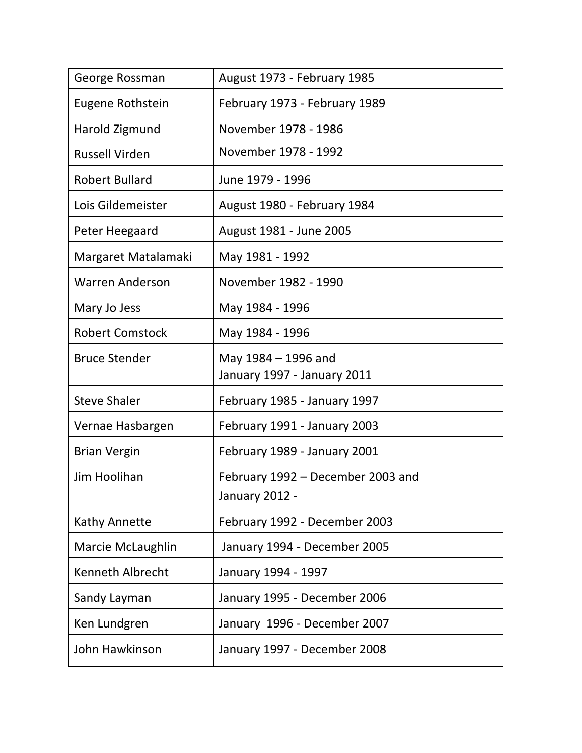| | |
|---|---|
| George Rossman | August 1973 - February 1985 |
| Eugene Rothstein | February 1973 - February 1989 |
| Harold Zigmund | November 1978 - 1986 |
| Russell Virden | November 1978 - 1992 |
| Robert Bullard | June 1979 - 1996 |
| Lois Gildemeister | August 1980 - February 1984 |
| Peter Heegaard | August 1981 - June 2005 |
| Margaret Matalamaki | May 1981 - 1992 |
| Warren Anderson | November 1982 - 1990 |
| Mary Jo Jess | May 1984 - 1996 |
| Robert Comstock | May 1984 - 1996 |
| Bruce Stender | May 1984 – 1996 and<br>January 1997 - January 2011 |
| Steve Shaler | February 1985 - January 1997 |
| Vernae Hasbargen | February 1991 - January 2003 |
| Brian Vergin | February 1989 - January 2001 |
| Jim Hoolihan | February 1992 – December 2003 and<br>January 2012 - |
| Kathy Annette | February 1992 - December 2003 |
| Marcie McLaughlin | January 1994 - December 2005 |
| Kenneth Albrecht | January 1994 - 1997 |
| Sandy Layman | January 1995 - December 2006 |
| Ken Lundgren | January 1996 - December 2007 |
| John Hawkinson | January 1997 - December 2008 |
| | |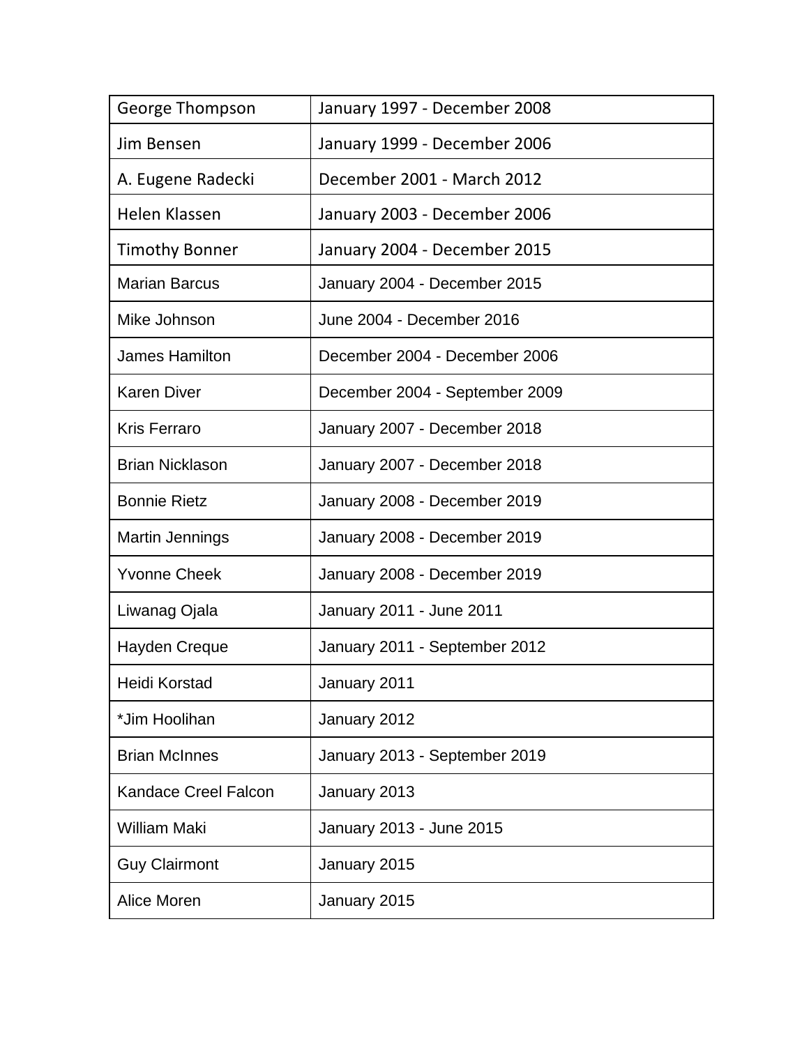| | |
|---|---|
| George Thompson | January 1997 - December 2008 |
| Jim Bensen | January 1999 - December 2006 |
| A. Eugene Radecki | December 2001 - March 2012 |
| Helen Klassen | January 2003 - December 2006 |
| Timothy Bonner | January 2004 - December 2015 |
| Marian Barcus | January 2004 - December 2015 |
| Mike Johnson | June 2004 - December 2016 |
| James Hamilton | December 2004 - December 2006 |
| Karen Diver | December 2004 - September 2009 |
| Kris Ferraro | January 2007 - December 2018 |
| Brian Nicklason | January 2007 - December 2018 |
| Bonnie Rietz | January 2008 - December 2019 |
| Martin Jennings | January 2008 - December 2019 |
| Yvonne Cheek | January 2008 - December 2019 |
| Liwanag Ojala | January 2011 - June 2011 |
| Hayden Creque | January 2011 - September 2012 |
| Heidi Korstad | January 2011 |
| *Jim Hoolihan | January 2012 |
| Brian McInnes | January 2013 - September 2019 |
| Kandace Creel Falcon | January 2013 |
| William Maki | January 2013 - June 2015 |
| Guy Clairmont | January 2015 |
| Alice Moren | January 2015 |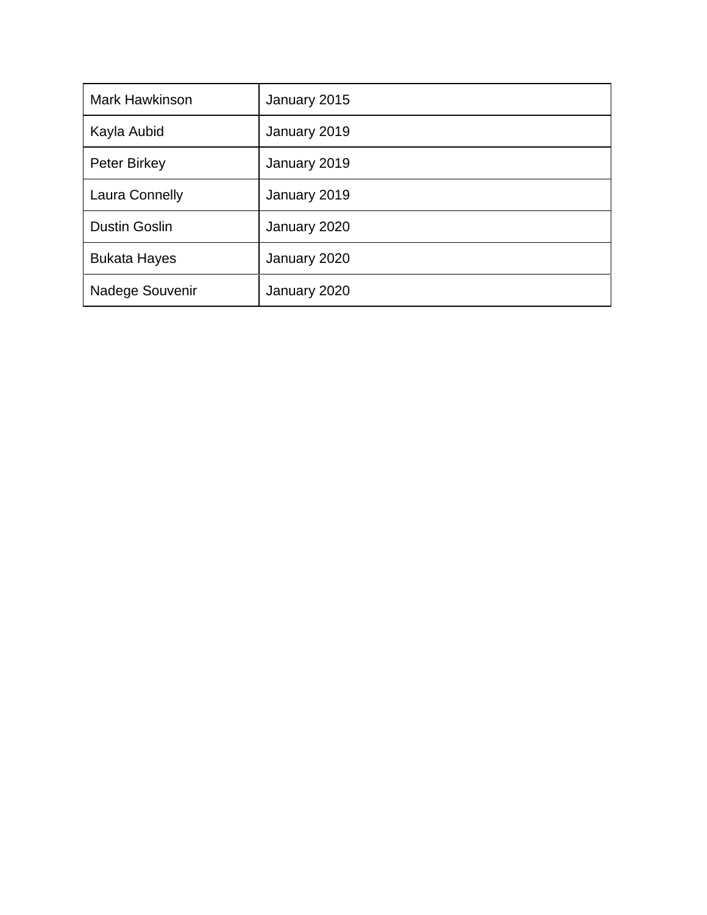| | |
|---|---|
| Mark Hawkinson | January 2015 |
| Kayla Aubid | January 2019 |
| Peter Birkey | January 2019 |
| Laura Connelly | January 2019 |
| Dustin Goslin | January 2020 |
| Bukata Hayes | January 2020 |
| Nadege Souvenir | January 2020 |